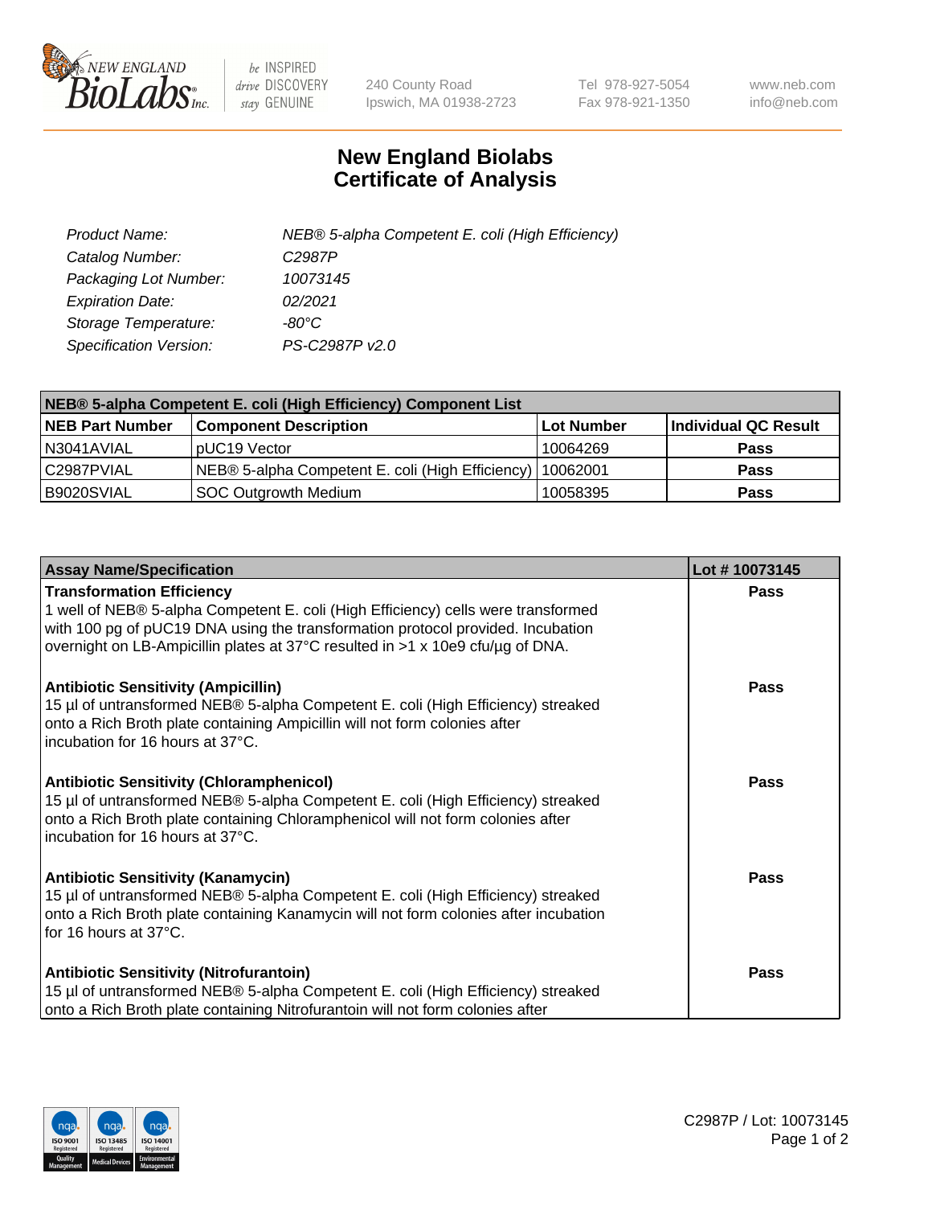240 County Road
Ipswich, MA 01938-2723

Tel 978-927-5054
Fax 978-921-1350

www.neb.com
info@neb.com

# New England Biolabs Certificate of Analysis

| | |
|---|---|
| *Product Name:* | *NEB® 5-alpha Competent E. coli (High Efficiency)* |
| *Catalog Number:* | *C2987P* |
| *Packaging Lot Number:* | *10073145* |
| *Expiration Date:* | *02/2021* |
| *Storage Temperature:* | *-80°C* |
| *Specification Version:* | *PS-C2987P v2.0* |

| NEB® 5-alpha Competent E. coli (High Efficiency) Component List | | | |
|---|---|---|---|
| **NEB Part Number** | **Component Description** | **Lot Number** | **Individual QC Result** |
| N3041AVIAL | pUC19 Vector | 10064269 | **Pass** |
| C2987PVIAL | NEB® 5-alpha Competent E. coli (High Efficiency) | 10062001 | **Pass** |
| B9020SVIAL | SOC Outgrowth Medium | 10058395 | **Pass** |

| Assay Name/Specification | Lot # 10073145 |
|---|---|
| **Transformation Efficiency**<br>1 well of NEB® 5-alpha Competent E. coli (High Efficiency) cells were transformed with 100 pg of pUC19 DNA using the transformation protocol provided. Incubation overnight on LB-Ampicillin plates at 37°C resulted in >1 x 10e9 cfu/µg of DNA. | **Pass** |
| **Antibiotic Sensitivity (Ampicillin)**<br>15 µl of untransformed NEB® 5-alpha Competent E. coli (High Efficiency) streaked onto a Rich Broth plate containing Ampicillin will not form colonies after incubation for 16 hours at 37°C. | **Pass** |
| **Antibiotic Sensitivity (Chloramphenicol)**<br>15 µl of untransformed NEB® 5-alpha Competent E. coli (High Efficiency) streaked onto a Rich Broth plate containing Chloramphenicol will not form colonies after incubation for 16 hours at 37°C. | **Pass** |
| **Antibiotic Sensitivity (Kanamycin)**<br>15 µl of untransformed NEB® 5-alpha Competent E. coli (High Efficiency) streaked onto a Rich Broth plate containing Kanamycin will not form colonies after incubation for 16 hours at 37°C. | **Pass** |
| **Antibiotic Sensitivity (Nitrofurantoin)**<br>15 µl of untransformed NEB® 5-alpha Competent E. coli (High Efficiency) streaked onto a Rich Broth plate containing Nitrofurantoin will not form colonies after | **Pass** |

C2987P / Lot: 10073145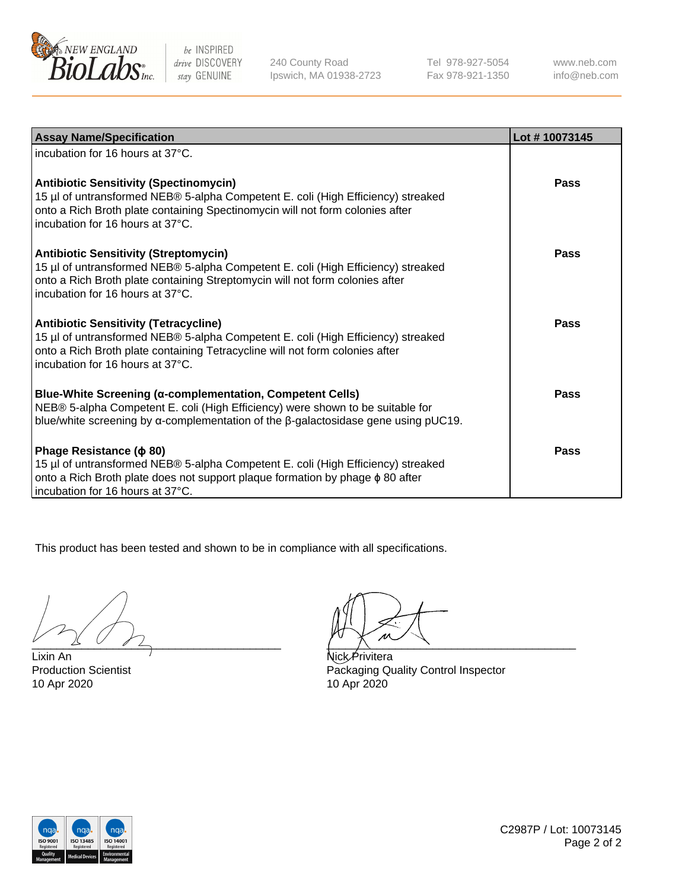| Assay Name/Specification | Lot # 10073145 |
| --- | --- |
| incubation for 16 hours at 37°C. | |
| **Antibiotic Sensitivity (Spectinomycin)**<br>15 µl of untransformed NEB® 5-alpha Competent E. coli (High Efficiency) streaked onto a Rich Broth plate containing Spectinomycin will not form colonies after incubation for 16 hours at 37°C. | **Pass** |
| **Antibiotic Sensitivity (Streptomycin)**<br>15 µl of untransformed NEB® 5-alpha Competent E. coli (High Efficiency) streaked onto a Rich Broth plate containing Streptomycin will not form colonies after incubation for 16 hours at 37°C. | **Pass** |
| **Antibiotic Sensitivity (Tetracycline)**<br>15 µl of untransformed NEB® 5-alpha Competent E. coli (High Efficiency) streaked onto a Rich Broth plate containing Tetracycline will not form colonies after incubation for 16 hours at 37°C. | **Pass** |
| **Blue-White Screening (α-complementation, Competent Cells)**<br>NEB® 5-alpha Competent E. coli (High Efficiency) were shown to be suitable for blue/white screening by α-complementation of the β-galactosidase gene using pUC19. | **Pass** |
| **Phage Resistance (ϕ 80)**<br>15 µl of untransformed NEB® 5-alpha Competent E. coli (High Efficiency) streaked onto a Rich Broth plate does not support plaque formation by phage ϕ 80 after incubation for 16 hours at 37°C. | **Pass** |

This product has been tested and shown to be in compliance with all specifications.

Lixin An
Production Scientist
10 Apr 2020

Nick Privitera
Packaging Quality Control Inspector
10 Apr 2020

C2987P / Lot: 10073145